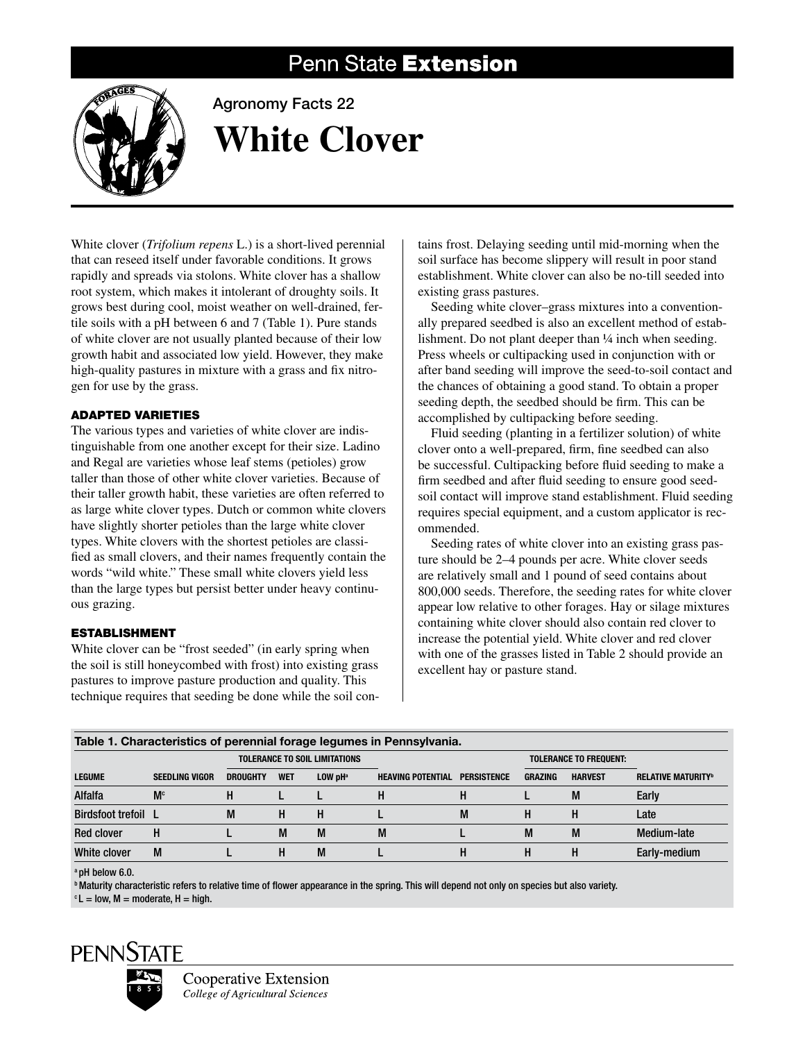Penn State Extension

Agronomy Facts 22

# White Clover

White clover (*Trifolium repens* L.) is a short-lived perennial that can reseed itself under favorable conditions. It grows rapidly and spreads via stolons. White clover has a shallow root system, which makes it intolerant of droughty soils. It grows best during cool, moist weather on well-drained, fertile soils with a pH between 6 and 7 (Table 1). Pure stands of white clover are not usually planted because of their low growth habit and associated low yield. However, they make high-quality pastures in mixture with a grass and fix nitrogen for use by the grass.

## ADAPTED VARIETIES

The various types and varieties of white clover are indistinguishable from one another except for their size. Ladino and Regal are varieties whose leaf stems (petioles) grow taller than those of other white clover varieties. Because of their taller growth habit, these varieties are often referred to as large white clover types. Dutch or common white clovers have slightly shorter petioles than the large white clover types. White clovers with the shortest petioles are classified as small clovers, and their names frequently contain the words "wild white." These small white clovers yield less than the large types but persist better under heavy continuous grazing.

## ESTABLISHMENT

White clover can be "frost seeded" (in early spring when the soil is still honeycombed with frost) into existing grass pastures to improve pasture production and quality. This technique requires that seeding be done while the soil contains frost. Delaying seeding until mid-morning when the soil surface has become slippery will result in poor stand establishment. White clover can also be no-till seeded into existing grass pastures.

Seeding white clover–grass mixtures into a conventionally prepared seedbed is also an excellent method of establishment. Do not plant deeper than ¼ inch when seeding. Press wheels or cultipacking used in conjunction with or after band seeding will improve the seed-to-soil contact and the chances of obtaining a good stand. To obtain a proper seeding depth, the seedbed should be firm. This can be accomplished by cultipacking before seeding.

Fluid seeding (planting in a fertilizer solution) of white clover onto a well-prepared, firm, fine seedbed can also be successful. Cultipacking before fluid seeding to make a firm seedbed and after fluid seeding to ensure good seed-soil contact will improve stand establishment. Fluid seeding requires special equipment, and a custom applicator is recommended.

Seeding rates of white clover into an existing grass pasture should be 2–4 pounds per acre. White clover seeds are relatively small and 1 pound of seed contains about 800,000 seeds. Therefore, the seeding rates for white clover appear low relative to other forages. Hay or silage mixtures containing white clover should also contain red clover to increase the potential yield. White clover and red clover with one of the grasses listed in Table 2 should provide an excellent hay or pasture stand.

**Table 1. Characteristics of perennial forage legumes in Pennsylvania.**

| | | Tolerance to soil limitations | | | | | Tolerance to frequent: | | |
|---|---|---|---|---|---|---|---|---|---|
| Legume | Seedling vigor | Droughty | Wet | Low pH[a] | Heaving potential | Persistence | Grazing | Harvest | Relative maturity[b] |
| Alfalfa | M[c] | H | L | L | H | H | L | M | Early |
| Birdsfoot trefoil | L | M | H | H | L | M | H | H | Late |
| Red clover | H | L | M | M | M | L | M | M | Medium-late |
| White clover | M | L | H | M | L | H | H | H | Early-medium |

[a] pH below 6.0.
[b] Maturity characteristic refers to relative time of flower appearance in the spring. This will depend not only on species but also variety.
[c] L = low, M = moderate, H = high.

Penn State Cooperative Extension
College of Agricultural Sciences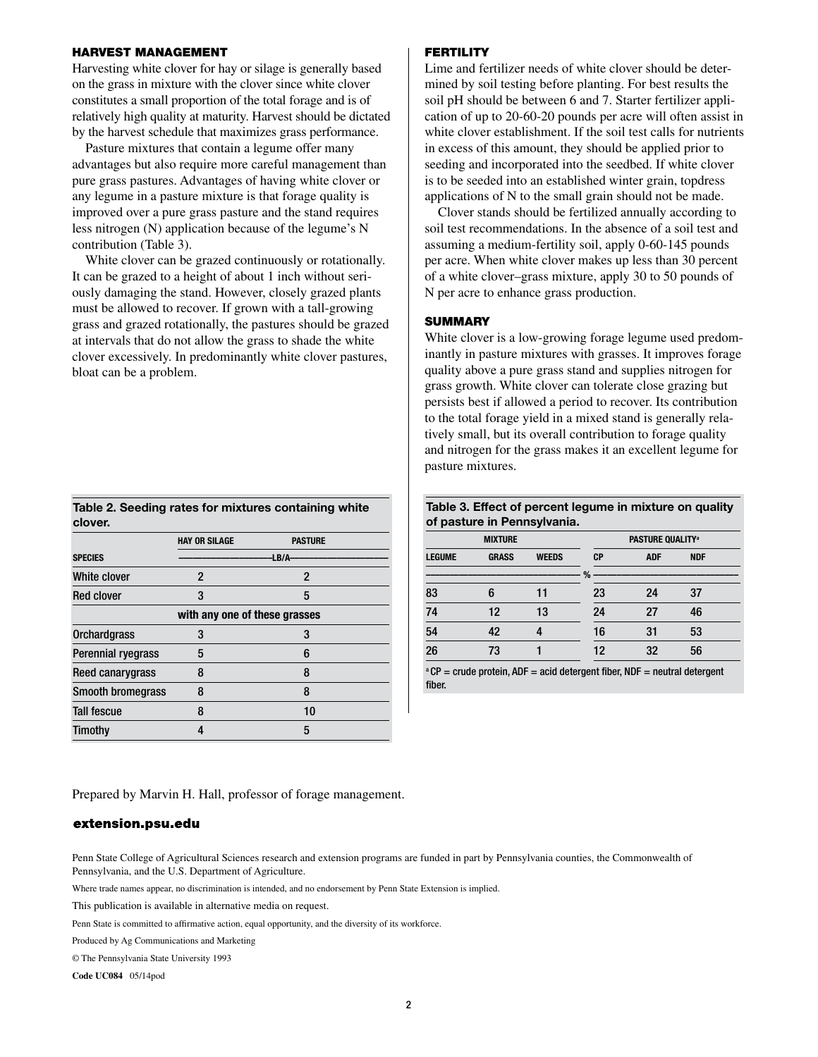## HARVEST MANAGEMENT

Harvesting white clover for hay or silage is generally based on the grass in mixture with the clover since white clover constitutes a small proportion of the total forage and is of relatively high quality at maturity. Harvest should be dictated by the harvest schedule that maximizes grass performance.

Pasture mixtures that contain a legume offer many advantages but also require more careful management than pure grass pastures. Advantages of having white clover or any legume in a pasture mixture is that forage quality is improved over a pure grass pasture and the stand requires less nitrogen (N) application because of the legume's N contribution (Table 3).

White clover can be grazed continuously or rotationally. It can be grazed to a height of about 1 inch without seriously damaging the stand. However, closely grazed plants must be allowed to recover. If grown with a tall-growing grass and grazed rotationally, the pastures should be grazed at intervals that do not allow the grass to shade the white clover excessively. In predominantly white clover pastures, bloat can be a problem.

**Table 2. Seeding rates for mixtures containing white clover.**

| SPECIES | HAY OR SILAGE | PASTURE |
|---|---|---|
| | LB/A | |
| White clover | 2 | 2 |
| Red clover | 3 | 5 |
| *with any one of these grasses* | | |
| Orchardgrass | 3 | 3 |
| Perennial ryegrass | 5 | 6 |
| Reed canarygrass | 8 | 8 |
| Smooth bromegrass | 8 | 8 |
| Tall fescue | 8 | 10 |
| Timothy | 4 | 5 |

## FERTILITY

Lime and fertilizer needs of white clover should be determined by soil testing before planting. For best results the soil pH should be between 6 and 7. Starter fertilizer application of up to 20-60-20 pounds per acre will often assist in white clover establishment. If the soil test calls for nutrients in excess of this amount, they should be applied prior to seeding and incorporated into the seedbed. If white clover is to be seeded into an established winter grain, topdress applications of N to the small grain should not be made.

Clover stands should be fertilized annually according to soil test recommendations. In the absence of a soil test and assuming a medium-fertility soil, apply 0-60-145 pounds per acre. When white clover makes up less than 30 percent of a white clover–grass mixture, apply 30 to 50 pounds of N per acre to enhance grass production.

## SUMMARY

White clover is a low-growing forage legume used predominantly in pasture mixtures with grasses. It improves forage quality above a pure grass stand and supplies nitrogen for grass growth. White clover can tolerate close grazing but persists best if allowed a period to recover. Its contribution to the total forage yield in a mixed stand is generally relatively small, but its overall contribution to forage quality and nitrogen for the grass makes it an excellent legume for pasture mixtures.

**Table 3. Effect of percent legume in mixture on quality of pasture in Pennsylvania.**

| MIXTURE | | | PASTURE QUALITY[a] | | |
|---|---|---|---|---|---|
| LEGUME | GRASS | WEEDS | CP | ADF | NDF |
| | | | % | | |
| 83 | 6 | 11 | 23 | 24 | 37 |
| 74 | 12 | 13 | 24 | 27 | 46 |
| 54 | 42 | 4 | 16 | 31 | 53 |
| 26 | 73 | 1 | 12 | 32 | 56 |

[a] CP = crude protein, ADF = acid detergent fiber, NDF = neutral detergent fiber.

Prepared by Marvin H. Hall, professor of forage management.

**extension.psu.edu**

Penn State College of Agricultural Sciences research and extension programs are funded in part by Pennsylvania counties, the Commonwealth of Pennsylvania, and the U.S. Department of Agriculture.

Where trade names appear, no discrimination is intended, and no endorsement by Penn State Extension is implied.

This publication is available in alternative media on request.

Penn State is committed to affirmative action, equal opportunity, and the diversity of its workforce.

Produced by Ag Communications and Marketing

© The Pennsylvania State University 1993

**Code UC084** 05/14pod